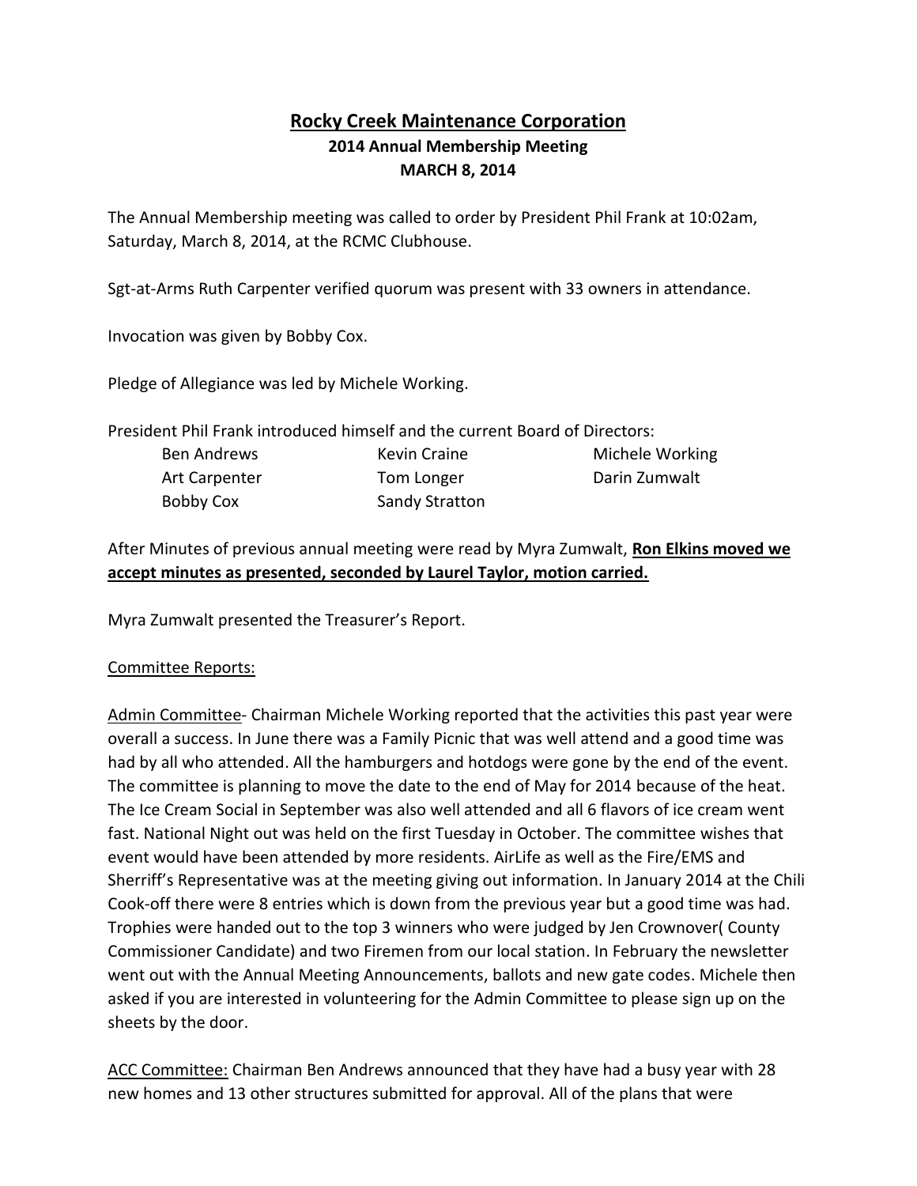# Rocky Creek Maintenance Corporation

## 2014 Annual Membership Meeting

## MARCH 8, 2014

The Annual Membership meeting was called to order by President Phil Frank at 10:02am, Saturday, March 8, 2014, at the RCMC Clubhouse.

Sgt-at-Arms Ruth Carpenter verified quorum was present with 33 owners in attendance.

Invocation was given by Bobby Cox.

Pledge of Allegiance was led by Michele Working.

President Phil Frank introduced himself and the current Board of Directors:

| | | |
|---|---|---|
| Ben Andrews | Kevin Craine | Michele Working |
| Art Carpenter | Tom Longer | Darin Zumwalt |
| Bobby Cox | Sandy Stratton | |

After Minutes of previous annual meeting were read by Myra Zumwalt, **Ron Elkins moved we accept minutes as presented, seconded by Laurel Taylor, motion carried.**

Myra Zumwalt presented the Treasurer's Report.

Committee Reports:

Admin Committee- Chairman Michele Working reported that the activities this past year were overall a success. In June there was a Family Picnic that was well attend and a good time was had by all who attended. All the hamburgers and hotdogs were gone by the end of the event. The committee is planning to move the date to the end of May for 2014 because of the heat. The Ice Cream Social in September was also well attended and all 6 flavors of ice cream went fast. National Night out was held on the first Tuesday in October. The committee wishes that event would have been attended by more residents. AirLife as well as the Fire/EMS and Sherriff's Representative was at the meeting giving out information. In January 2014 at the Chili Cook-off there were 8 entries which is down from the previous year but a good time was had. Trophies were handed out to the top 3 winners who were judged by Jen Crownover( County Commissioner Candidate) and two Firemen from our local station. In February the newsletter went out with the Annual Meeting Announcements, ballots and new gate codes. Michele then asked if you are interested in volunteering for the Admin Committee to please sign up on the sheets by the door.

ACC Committee: Chairman Ben Andrews announced that they have had a busy year with 28 new homes and 13 other structures submitted for approval. All of the plans that were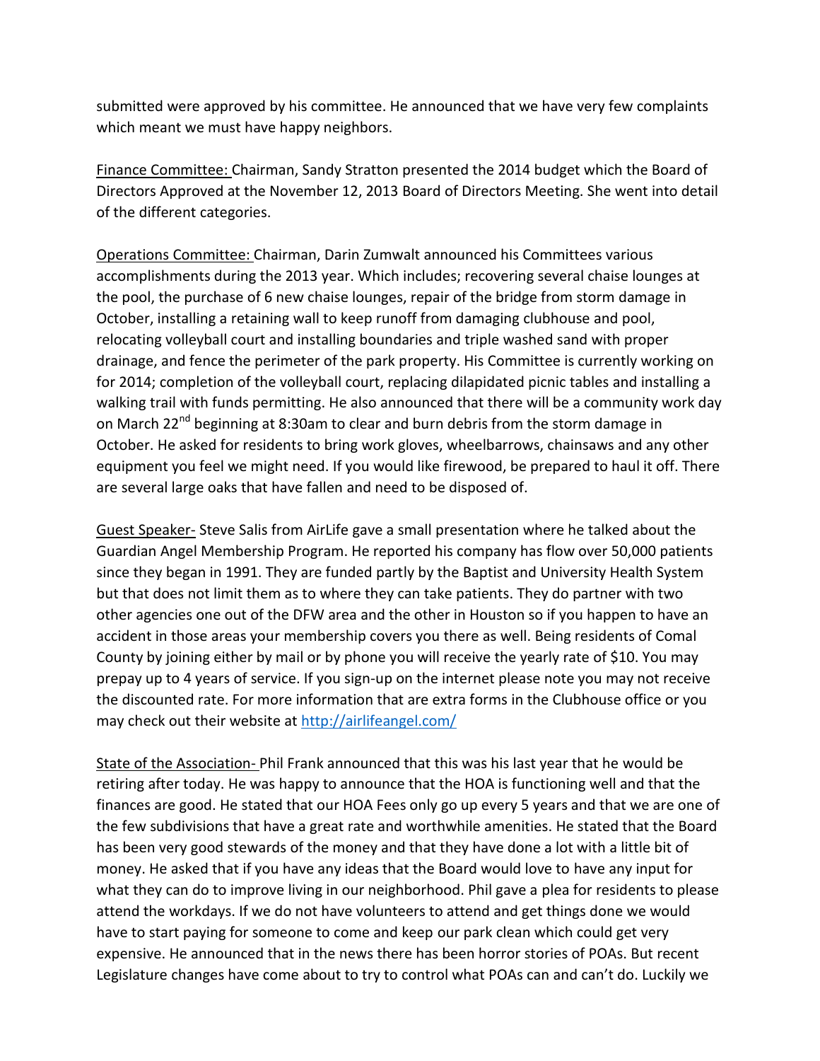submitted were approved by his committee. He announced that we have very few complaints which meant we must have happy neighbors.

<u>Finance Committee:</u> Chairman, Sandy Stratton presented the 2014 budget which the Board of Directors Approved at the November 12, 2013 Board of Directors Meeting. She went into detail of the different categories.

<u>Operations Committee:</u> Chairman, Darin Zumwalt announced his Committees various accomplishments during the 2013 year. Which includes; recovering several chaise lounges at the pool, the purchase of 6 new chaise lounges, repair of the bridge from storm damage in October, installing a retaining wall to keep runoff from damaging clubhouse and pool, relocating volleyball court and installing boundaries and triple washed sand with proper drainage, and fence the perimeter of the park property. His Committee is currently working on for 2014; completion of the volleyball court, replacing dilapidated picnic tables and installing a walking trail with funds permitting. He also announced that there will be a community work day on March 22nd beginning at 8:30am to clear and burn debris from the storm damage in October. He asked for residents to bring work gloves, wheelbarrows, chainsaws and any other equipment you feel we might need. If you would like firewood, be prepared to haul it off. There are several large oaks that have fallen and need to be disposed of.

<u>Guest Speaker-</u> Steve Salis from AirLife gave a small presentation where he talked about the Guardian Angel Membership Program. He reported his company has flow over 50,000 patients since they began in 1991. They are funded partly by the Baptist and University Health System but that does not limit them as to where they can take patients. They do partner with two other agencies one out of the DFW area and the other in Houston so if you happen to have an accident in those areas your membership covers you there as well. Being residents of Comal County by joining either by mail or by phone you will receive the yearly rate of $10. You may prepay up to 4 years of service. If you sign-up on the internet please note you may not receive the discounted rate. For more information that are extra forms in the Clubhouse office or you may check out their website at [http://airlifeangel.com/](http://airlifeangel.com/)

<u>State of the Association-</u> Phil Frank announced that this was his last year that he would be retiring after today. He was happy to announce that the HOA is functioning well and that the finances are good. He stated that our HOA Fees only go up every 5 years and that we are one of the few subdivisions that have a great rate and worthwhile amenities. He stated that the Board has been very good stewards of the money and that they have done a lot with a little bit of money. He asked that if you have any ideas that the Board would love to have any input for what they can do to improve living in our neighborhood. Phil gave a plea for residents to please attend the workdays. If we do not have volunteers to attend and get things done we would have to start paying for someone to come and keep our park clean which could get very expensive. He announced that in the news there has been horror stories of POAs. But recent Legislature changes have come about to try to control what POAs can and can't do. Luckily we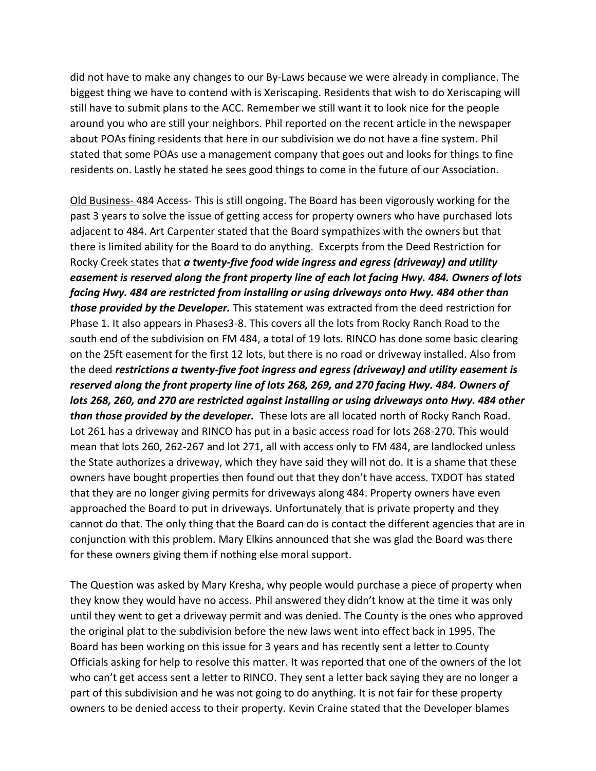did not have to make any changes to our By-Laws because we were already in compliance. The biggest thing we have to contend with is Xeriscaping. Residents that wish to do Xeriscaping will still have to submit plans to the ACC. Remember we still want it to look nice for the people around you who are still your neighbors. Phil reported on the recent article in the newspaper about POAs fining residents that here in our subdivision we do not have a fine system. Phil stated that some POAs use a management company that goes out and looks for things to fine residents on. Lastly he stated he sees good things to come in the future of our Association.

Old Business- 484 Access- This is still ongoing. The Board has been vigorously working for the past 3 years to solve the issue of getting access for property owners who have purchased lots adjacent to 484. Art Carpenter stated that the Board sympathizes with the owners but that there is limited ability for the Board to do anything. Excerpts from the Deed Restriction for Rocky Creek states that ***a twenty-five food wide ingress and egress (driveway) and utility easement is reserved along the front property line of each lot facing Hwy. 484. Owners of lots facing Hwy. 484 are restricted from installing or using driveways onto Hwy. 484 other than those provided by the Developer.*** This statement was extracted from the deed restriction for Phase 1. It also appears in Phases3-8. This covers all the lots from Rocky Ranch Road to the south end of the subdivision on FM 484, a total of 19 lots. RINCO has done some basic clearing on the 25ft easement for the first 12 lots, but there is no road or driveway installed. Also from the deed ***restrictions a twenty-five foot ingress and egress (driveway) and utility easement is reserved along the front property line of lots 268, 269, and 270 facing Hwy. 484. Owners of lots 268, 260, and 270 are restricted against installing or using driveways onto Hwy. 484 other than those provided by the developer.*** These lots are all located north of Rocky Ranch Road. Lot 261 has a driveway and RINCO has put in a basic access road for lots 268-270. This would mean that lots 260, 262-267 and lot 271, all with access only to FM 484, are landlocked unless the State authorizes a driveway, which they have said they will not do. It is a shame that these owners have bought properties then found out that they don't have access. TXDOT has stated that they are no longer giving permits for driveways along 484. Property owners have even approached the Board to put in driveways. Unfortunately that is private property and they cannot do that. The only thing that the Board can do is contact the different agencies that are in conjunction with this problem. Mary Elkins announced that she was glad the Board was there for these owners giving them if nothing else moral support.

The Question was asked by Mary Kresha, why people would purchase a piece of property when they know they would have no access. Phil answered they didn't know at the time it was only until they went to get a driveway permit and was denied. The County is the ones who approved the original plat to the subdivision before the new laws went into effect back in 1995. The Board has been working on this issue for 3 years and has recently sent a letter to County Officials asking for help to resolve this matter. It was reported that one of the owners of the lot who can't get access sent a letter to RINCO. They sent a letter back saying they are no longer a part of this subdivision and he was not going to do anything. It is not fair for these property owners to be denied access to their property. Kevin Craine stated that the Developer blames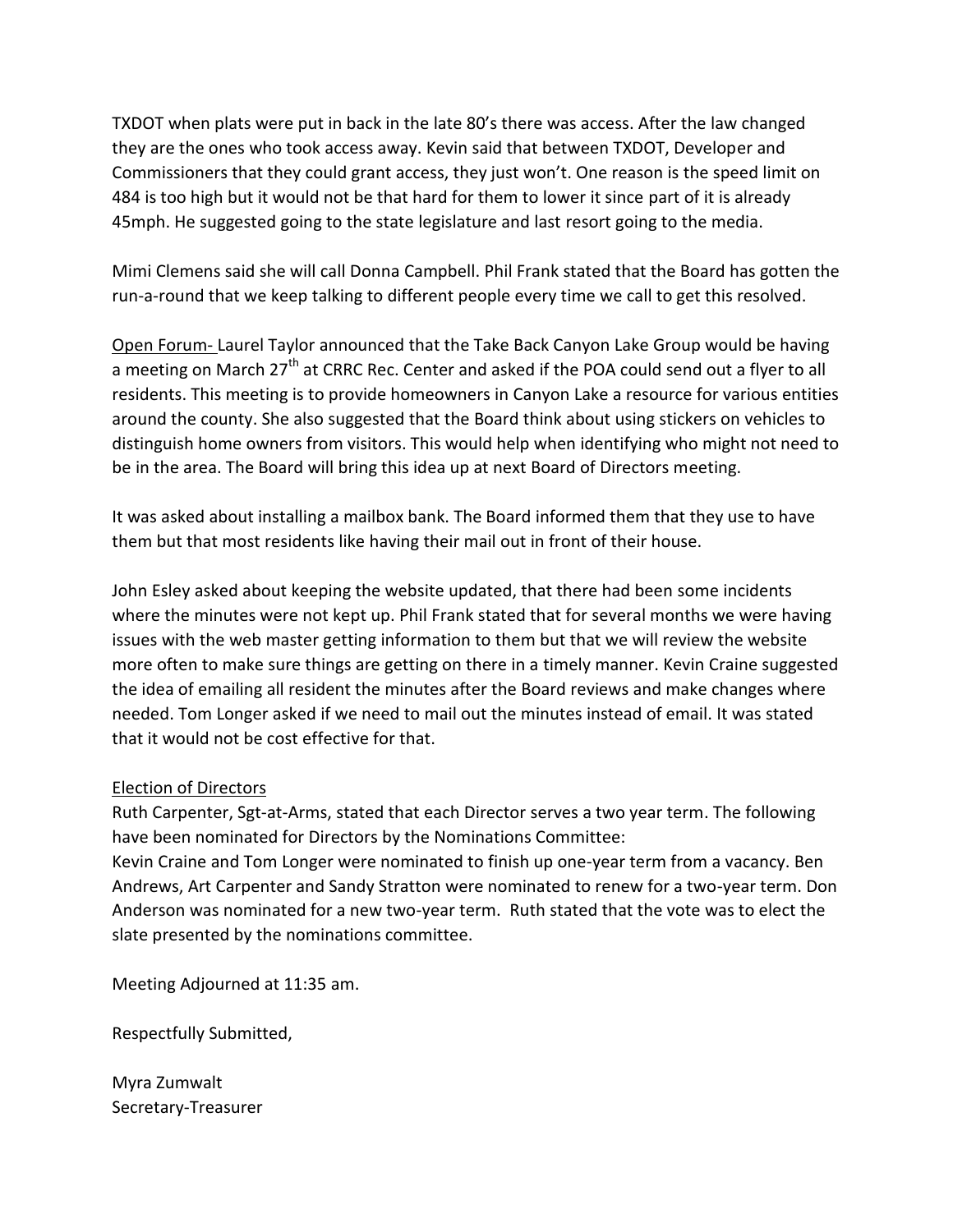TXDOT when plats were put in back in the late 80's there was access. After the law changed they are the ones who took access away. Kevin said that between TXDOT, Developer and Commissioners that they could grant access, they just won't. One reason is the speed limit on 484 is too high but it would not be that hard for them to lower it since part of it is already 45mph. He suggested going to the state legislature and last resort going to the media.

Mimi Clemens said she will call Donna Campbell. Phil Frank stated that the Board has gotten the run-a-round that we keep talking to different people every time we call to get this resolved.

<u>Open Forum-</u> Laurel Taylor announced that the Take Back Canyon Lake Group would be having a meeting on March 27th at CRRC Rec. Center and asked if the POA could send out a flyer to all residents. This meeting is to provide homeowners in Canyon Lake a resource for various entities around the county. She also suggested that the Board think about using stickers on vehicles to distinguish home owners from visitors. This would help when identifying who might not need to be in the area. The Board will bring this idea up at next Board of Directors meeting.

It was asked about installing a mailbox bank. The Board informed them that they use to have them but that most residents like having their mail out in front of their house.

John Esley asked about keeping the website updated, that there had been some incidents where the minutes were not kept up. Phil Frank stated that for several months we were having issues with the web master getting information to them but that we will review the website more often to make sure things are getting on there in a timely manner. Kevin Craine suggested the idea of emailing all resident the minutes after the Board reviews and make changes where needed. Tom Longer asked if we need to mail out the minutes instead of email. It was stated that it would not be cost effective for that.

<u>Election of Directors</u>

Ruth Carpenter, Sgt-at-Arms, stated that each Director serves a two year term. The following have been nominated for Directors by the Nominations Committee:

Kevin Craine and Tom Longer were nominated to finish up one-year term from a vacancy. Ben Andrews, Art Carpenter and Sandy Stratton were nominated to renew for a two-year term. Don Anderson was nominated for a new two-year term. Ruth stated that the vote was to elect the slate presented by the nominations committee.

Meeting Adjourned at 11:35 am.

Respectfully Submitted,

Myra Zumwalt
Secretary-Treasurer